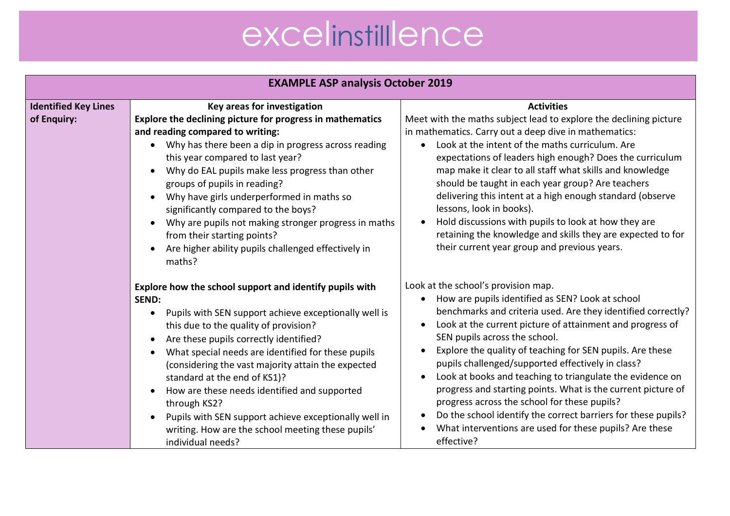# excelinstillence

## EXAMPLE ASP analysis October 2019

| Identified Key Lines of Enquiry: | Key areas for investigation | Activities |
|---|---|---|
| | **Explore the declining picture for progress in mathematics and reading compared to writing:**<br>• Why has there been a dip in progress across reading this year compared to last year?<br>• Why do EAL pupils make less progress than other groups of pupils in reading?<br>• Why have girls underperformed in maths so significantly compared to the boys?<br>• Why are pupils not making stronger progress in maths from their starting points?<br>• Are higher ability pupils challenged effectively in maths? | Meet with the maths subject lead to explore the declining picture in mathematics. Carry out a deep dive in mathematics:<br>• Look at the intent of the maths curriculum. Are expectations of leaders high enough? Does the curriculum map make it clear to all staff what skills and knowledge should be taught in each year group? Are teachers delivering this intent at a high enough standard (observe lessons, look in books).<br>• Hold discussions with pupils to look at how they are retaining the knowledge and skills they are expected to for their current year group and previous years. |
| | **Explore how the school support and identify pupils with SEND:**<br>• Pupils with SEN support achieve exceptionally well is this due to the quality of provision?<br>• Are these pupils correctly identified?<br>• What special needs are identified for these pupils (considering the vast majority attain the expected standard at the end of KS1)?<br>• How are these needs identified and supported through KS2?<br>• Pupils with SEN support achieve exceptionally well in writing. How are the school meeting these pupils' individual needs? | Look at the school's provision map.<br>• How are pupils identified as SEN? Look at school benchmarks and criteria used. Are they identified correctly?<br>• Look at the current picture of attainment and progress of SEN pupils across the school.<br>• Explore the quality of teaching for SEN pupils. Are these pupils challenged/supported effectively in class?<br>• Look at books and teaching to triangulate the evidence on progress and starting points. What is the current picture of progress across the school for these pupils?<br>• Do the school identify the correct barriers for these pupils?<br>• What interventions are used for these pupils? Are these effective? |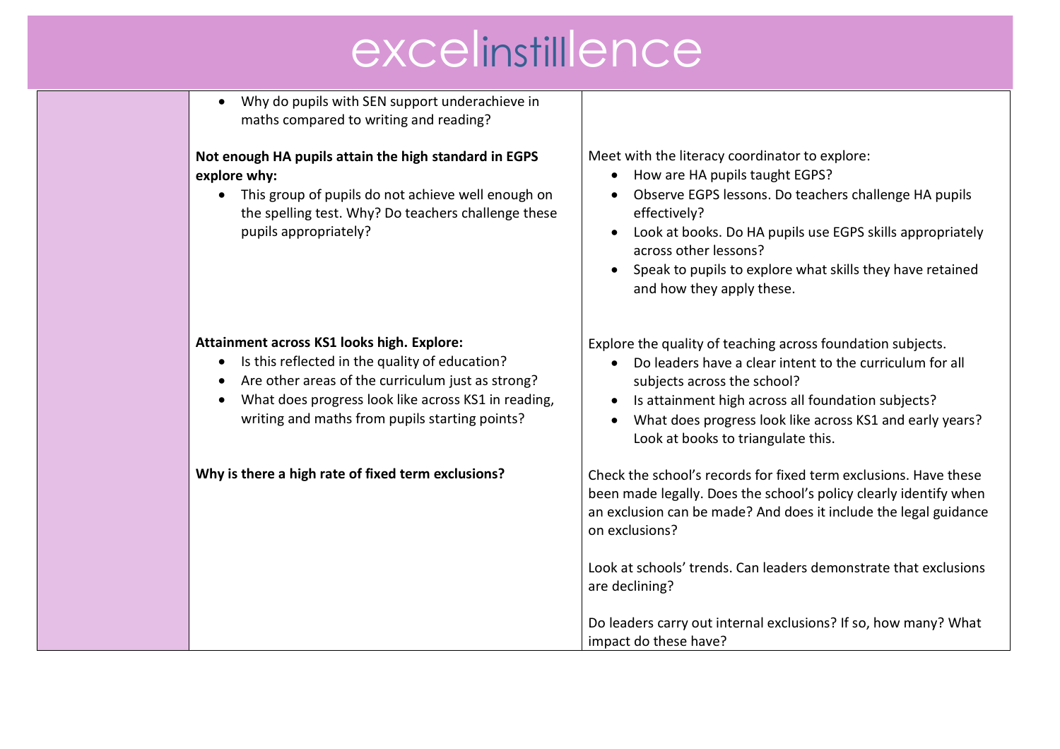| | | |
|---|---|---|
| | • Why do pupils with SEN support underachieve in maths compared to writing and reading? | |
| | **Not enough HA pupils attain the high standard in EGPS explore why:**<br>• This group of pupils do not achieve well enough on the spelling test. Why? Do teachers challenge these pupils appropriately? | Meet with the literacy coordinator to explore:<br>• How are HA pupils taught EGPS?<br>• Observe EGPS lessons. Do teachers challenge HA pupils effectively?<br>• Look at books. Do HA pupils use EGPS skills appropriately across other lessons?<br>• Speak to pupils to explore what skills they have retained and how they apply these. |
| | **Attainment across KS1 looks high. Explore:**<br>• Is this reflected in the quality of education?<br>• Are other areas of the curriculum just as strong?<br>• What does progress look like across KS1 in reading, writing and maths from pupils starting points? | Explore the quality of teaching across foundation subjects.<br>• Do leaders have a clear intent to the curriculum for all subjects across the school?<br>• Is attainment high across all foundation subjects?<br>• What does progress look like across KS1 and early years? Look at books to triangulate this. |
| | **Why is there a high rate of fixed term exclusions?** | Check the school's records for fixed term exclusions. Have these been made legally. Does the school's policy clearly identify when an exclusion can be made? And does it include the legal guidance on exclusions?<br><br>Look at schools' trends. Can leaders demonstrate that exclusions are declining?<br><br>Do leaders carry out internal exclusions? If so, how many? What impact do these have? |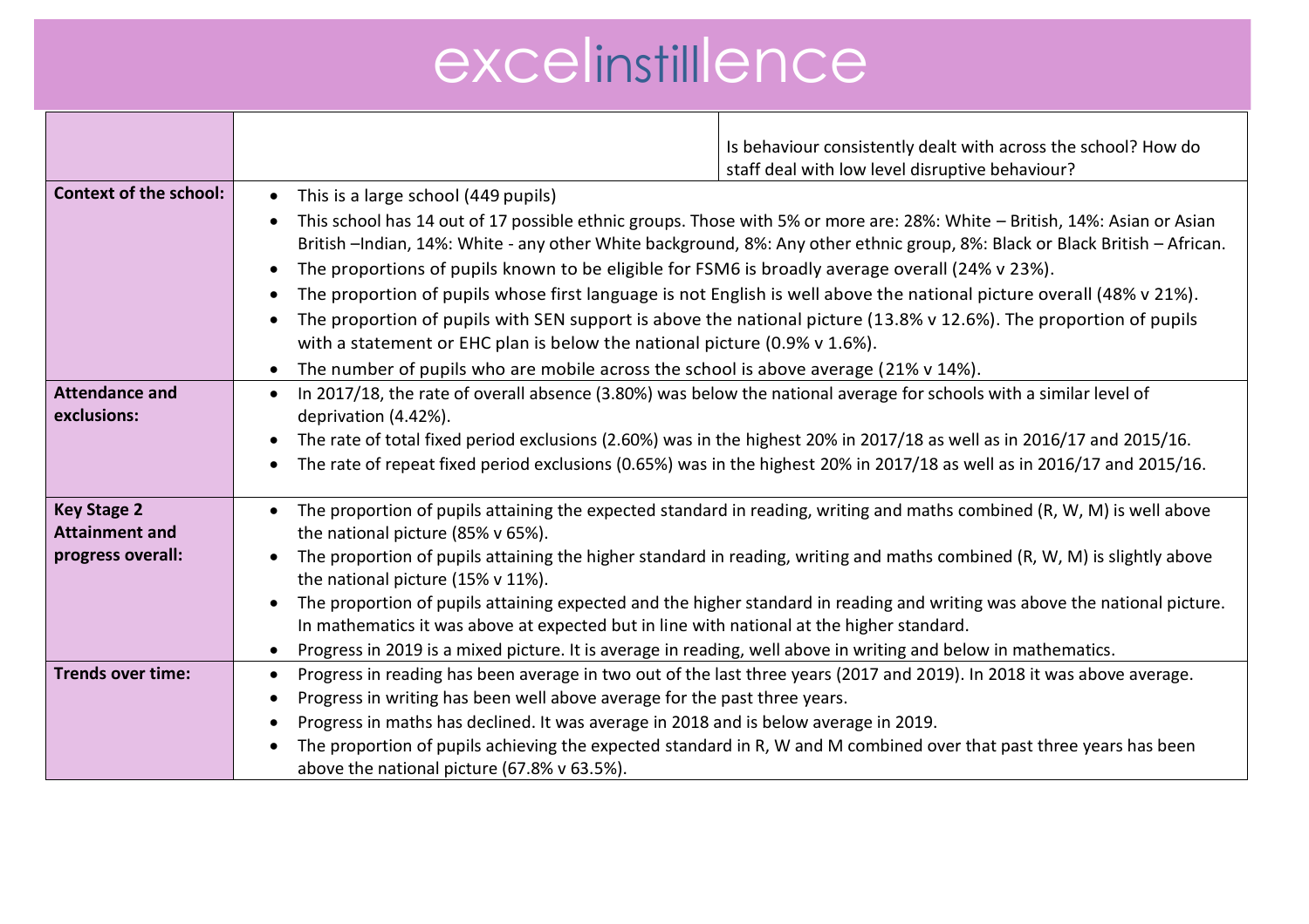| | | |
|---|---|---|
| | | Is behaviour consistently dealt with across the school? How do staff deal with low level disruptive behaviour? |
| **Context of the school:** | • This is a large school (449 pupils)<br>• This school has 14 out of 17 possible ethnic groups. Those with 5% or more are: 28%: White – British, 14%: Asian or Asian British –Indian, 14%: White - any other White background, 8%: Any other ethnic group, 8%: Black or Black British – African.<br>• The proportions of pupils known to be eligible for FSM6 is broadly average overall (24% v 23%).<br>• The proportion of pupils whose first language is not English is well above the national picture overall (48% v 21%).<br>• The proportion of pupils with SEN support is above the national picture (13.8% v 12.6%). The proportion of pupils with a statement or EHC plan is below the national picture (0.9% v 1.6%).<br>• The number of pupils who are mobile across the school is above average (21% v 14%). | |
| **Attendance and exclusions:** | • In 2017/18, the rate of overall absence (3.80%) was below the national average for schools with a similar level of deprivation (4.42%).<br>• The rate of total fixed period exclusions (2.60%) was in the highest 20% in 2017/18 as well as in 2016/17 and 2015/16.<br>• The rate of repeat fixed period exclusions (0.65%) was in the highest 20% in 2017/18 as well as in 2016/17 and 2015/16. | |
| **Key Stage 2 Attainment and progress overall:** | • The proportion of pupils attaining the expected standard in reading, writing and maths combined (R, W, M) is well above the national picture (85% v 65%).<br>• The proportion of pupils attaining the higher standard in reading, writing and maths combined (R, W, M) is slightly above the national picture (15% v 11%).<br>• The proportion of pupils attaining expected and the higher standard in reading and writing was above the national picture. In mathematics it was above at expected but in line with national at the higher standard.<br>• Progress in 2019 is a mixed picture. It is average in reading, well above in writing and below in mathematics. | |
| **Trends over time:** | • Progress in reading has been average in two out of the last three years (2017 and 2019). In 2018 it was above average.<br>• Progress in writing has been well above average for the past three years.<br>• Progress in maths has declined. It was average in 2018 and is below average in 2019.<br>• The proportion of pupils achieving the expected standard in R, W and M combined over that past three years has been above the national picture (67.8% v 63.5%). | |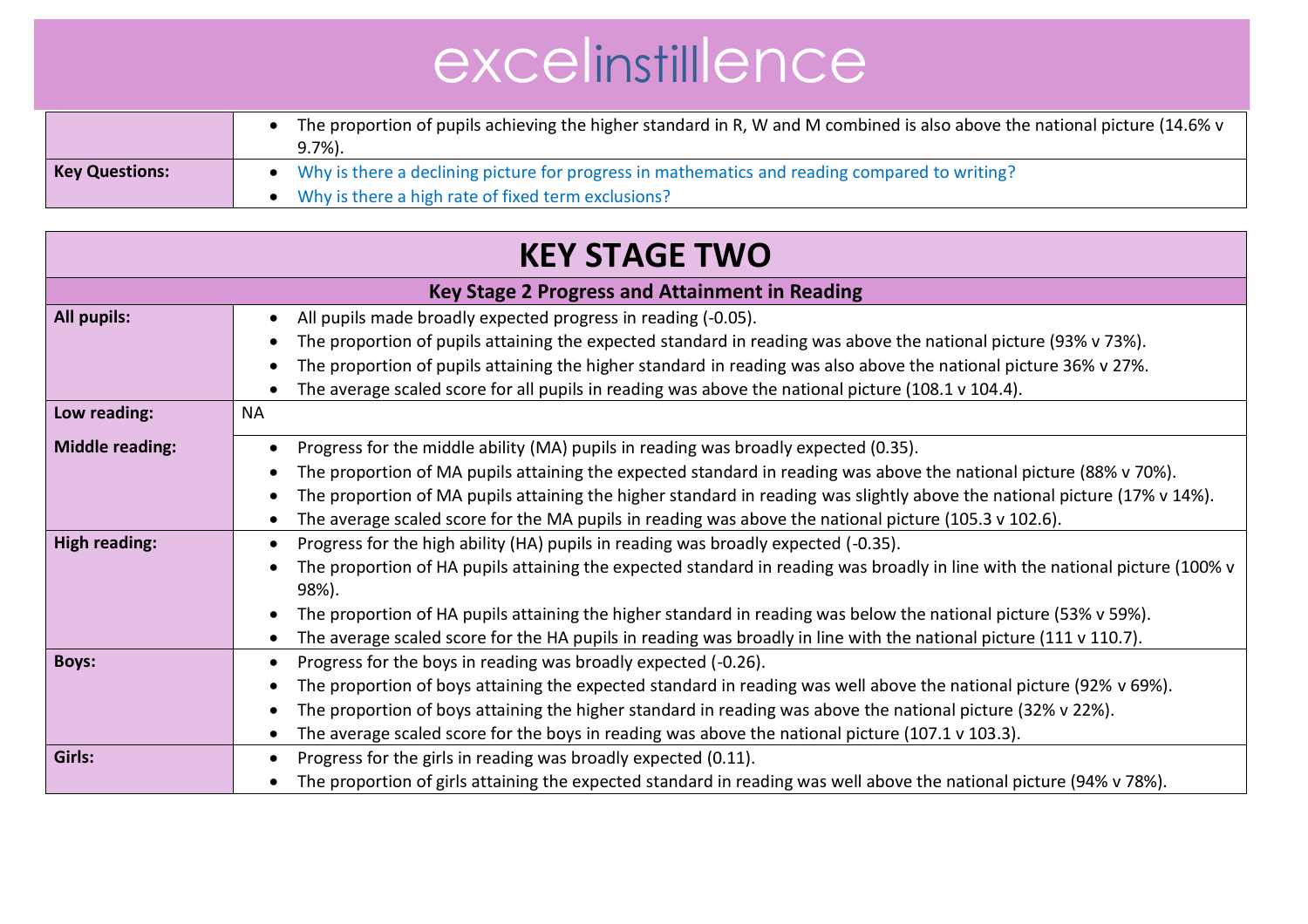| | |
|---|---|
| | • The proportion of pupils achieving the higher standard in R, W and M combined is also above the national picture (14.6% v 9.7%). |
| **Key Questions:** | • Why is there a declining picture for progress in mathematics and reading compared to writing?<br>• Why is there a high rate of fixed term exclusions? |

# KEY STAGE TWO

## Key Stage 2 Progress and Attainment in Reading

| | |
|---|---|
| **All pupils:** | • All pupils made broadly expected progress in reading (-0.05).<br>• The proportion of pupils attaining the expected standard in reading was above the national picture (93% v 73%).<br>• The proportion of pupils attaining the higher standard in reading was also above the national picture 36% v 27%.<br>• The average scaled score for all pupils in reading was above the national picture (108.1 v 104.4). |
| **Low reading:** | NA |
| **Middle reading:** | • Progress for the middle ability (MA) pupils in reading was broadly expected (0.35).<br>• The proportion of MA pupils attaining the expected standard in reading was above the national picture (88% v 70%).<br>• The proportion of MA pupils attaining the higher standard in reading was slightly above the national picture (17% v 14%).<br>• The average scaled score for the MA pupils in reading was above the national picture (105.3 v 102.6). |
| **High reading:** | • Progress for the high ability (HA) pupils in reading was broadly expected (-0.35).<br>• The proportion of HA pupils attaining the expected standard in reading was broadly in line with the national picture (100% v 98%).<br>• The proportion of HA pupils attaining the higher standard in reading was below the national picture (53% v 59%).<br>• The average scaled score for the HA pupils in reading was broadly in line with the national picture (111 v 110.7). |
| **Boys:** | • Progress for the boys in reading was broadly expected (-0.26).<br>• The proportion of boys attaining the expected standard in reading was well above the national picture (92% v 69%).<br>• The proportion of boys attaining the higher standard in reading was above the national picture (32% v 22%).<br>• The average scaled score for the boys in reading was above the national picture (107.1 v 103.3). |
| **Girls:** | • Progress for the girls in reading was broadly expected (0.11).<br>• The proportion of girls attaining the expected standard in reading was well above the national picture (94% v 78%). |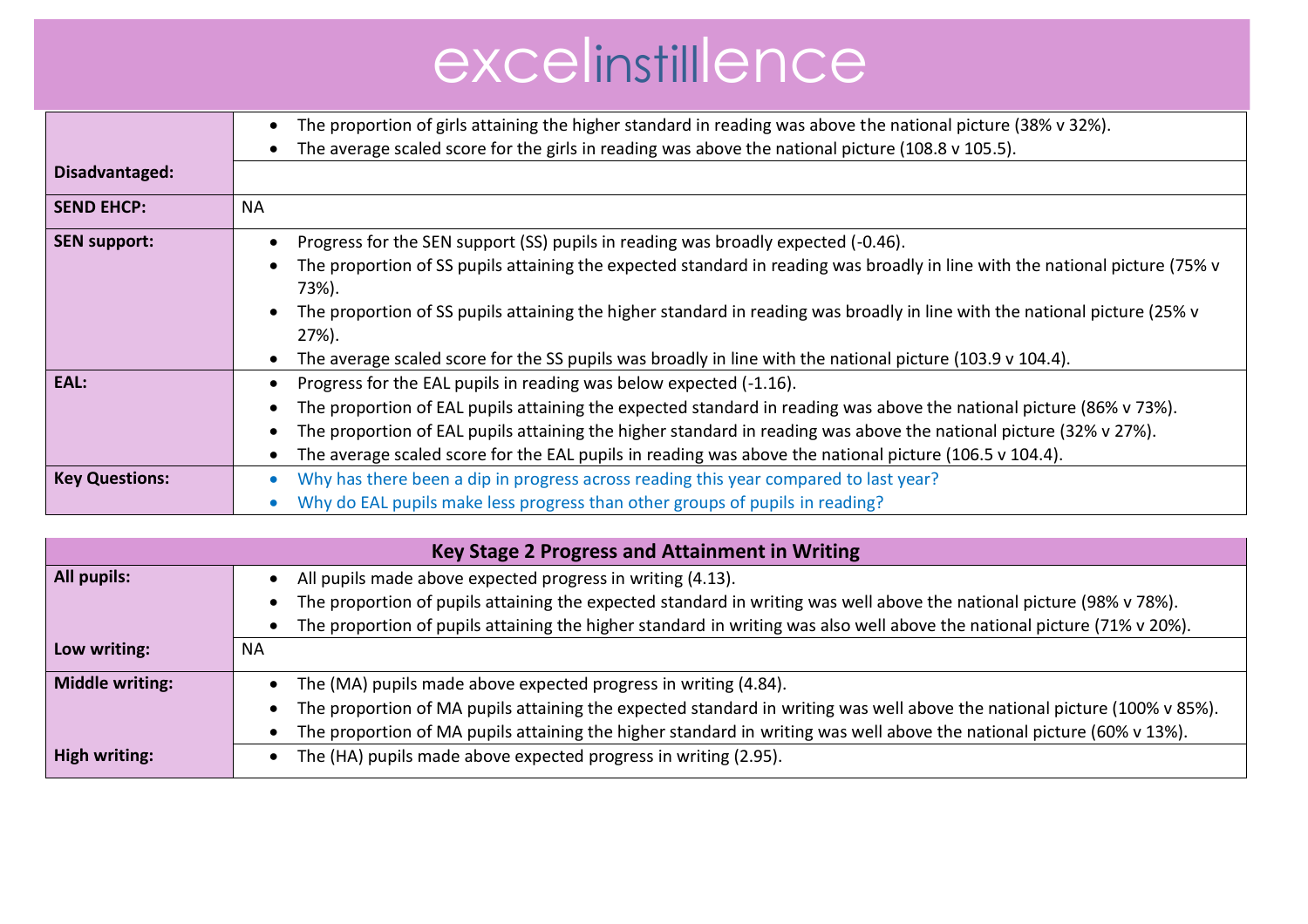| | |
|---|---|
| | • The proportion of girls attaining the higher standard in reading was above the national picture (38% v 32%).<br>• The average scaled score for the girls in reading was above the national picture (108.8 v 105.5). |
| **Disadvantaged:** | |
| **SEND EHCP:** | NA |
| **SEN support:** | • Progress for the SEN support (SS) pupils in reading was broadly expected (-0.46).<br>• The proportion of SS pupils attaining the expected standard in reading was broadly in line with the national picture (75% v 73%).<br>• The proportion of SS pupils attaining the higher standard in reading was broadly in line with the national picture (25% v 27%).<br>• The average scaled score for the SS pupils was broadly in line with the national picture (103.9 v 104.4). |
| **EAL:** | • Progress for the EAL pupils in reading was below expected (-1.16).<br>• The proportion of EAL pupils attaining the expected standard in reading was above the national picture (86% v 73%).<br>• The proportion of EAL pupils attaining the higher standard in reading was above the national picture (32% v 27%).<br>• The average scaled score for the EAL pupils in reading was above the national picture (106.5 v 104.4). |
| **Key Questions:** | • Why has there been a dip in progress across reading this year compared to last year?<br>• Why do EAL pupils make less progress than other groups of pupils in reading? |

| **Key Stage 2 Progress and Attainment in Writing** | |
|---|---|
| **All pupils:** | • All pupils made above expected progress in writing (4.13).<br>• The proportion of pupils attaining the expected standard in writing was well above the national picture (98% v 78%).<br>• The proportion of pupils attaining the higher standard in writing was also well above the national picture (71% v 20%). |
| **Low writing:** | NA |
| **Middle writing:** | • The (MA) pupils made above expected progress in writing (4.84).<br>• The proportion of MA pupils attaining the expected standard in writing was well above the national picture (100% v 85%).<br>• The proportion of MA pupils attaining the higher standard in writing was well above the national picture (60% v 13%). |
| **High writing:** | • The (HA) pupils made above expected progress in writing (2.95). |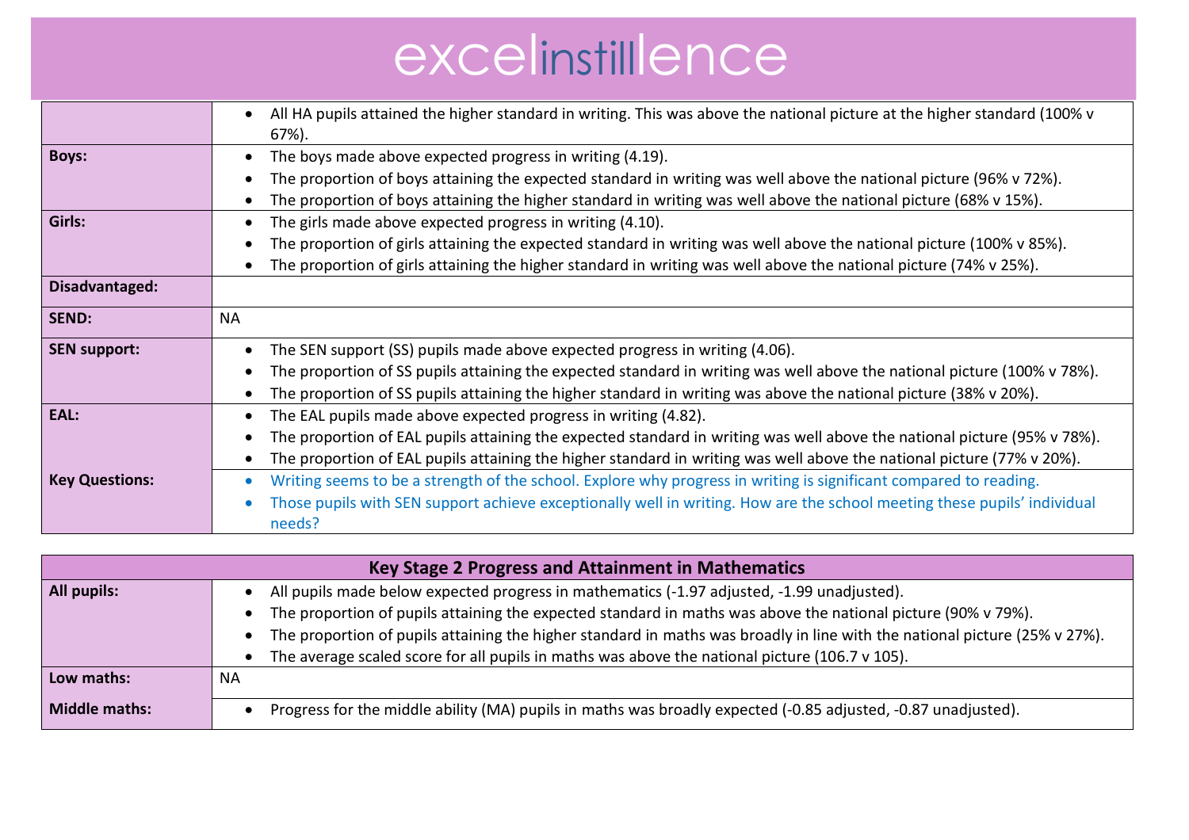| | |
|---|---|
| | • All HA pupils attained the higher standard in writing. This was above the national picture at the higher standard (100% v 67%). |
| **Boys:** | • The boys made above expected progress in writing (4.19).<br>• The proportion of boys attaining the expected standard in writing was well above the national picture (96% v 72%).<br>• The proportion of boys attaining the higher standard in writing was well above the national picture (68% v 15%). |
| **Girls:** | • The girls made above expected progress in writing (4.10).<br>• The proportion of girls attaining the expected standard in writing was well above the national picture (100% v 85%).<br>• The proportion of girls attaining the higher standard in writing was well above the national picture (74% v 25%). |
| **Disadvantaged:** | |
| **SEND:** | NA |
| **SEN support:** | • The SEN support (SS) pupils made above expected progress in writing (4.06).<br>• The proportion of SS pupils attaining the expected standard in writing was well above the national picture (100% v 78%).<br>• The proportion of SS pupils attaining the higher standard in writing was above the national picture (38% v 20%). |
| **EAL:** | • The EAL pupils made above expected progress in writing (4.82).<br>• The proportion of EAL pupils attaining the expected standard in writing was well above the national picture (95% v 78%).<br>• The proportion of EAL pupils attaining the higher standard in writing was well above the national picture (77% v 20%). |
| **Key Questions:** | • Writing seems to be a strength of the school. Explore why progress in writing is significant compared to reading.<br>• Those pupils with SEN support achieve exceptionally well in writing. How are the school meeting these pupils' individual needs? |

| **Key Stage 2 Progress and Attainment in Mathematics** | |
|---|---|
| **All pupils:** | • All pupils made below expected progress in mathematics (-1.97 adjusted, -1.99 unadjusted).<br>• The proportion of pupils attaining the expected standard in maths was above the national picture (90% v 79%).<br>• The proportion of pupils attaining the higher standard in maths was broadly in line with the national picture (25% v 27%).<br>• The average scaled score for all pupils in maths was above the national picture (106.7 v 105). |
| **Low maths:** | NA |
| **Middle maths:** | • Progress for the middle ability (MA) pupils in maths was broadly expected (-0.85 adjusted, -0.87 unadjusted). |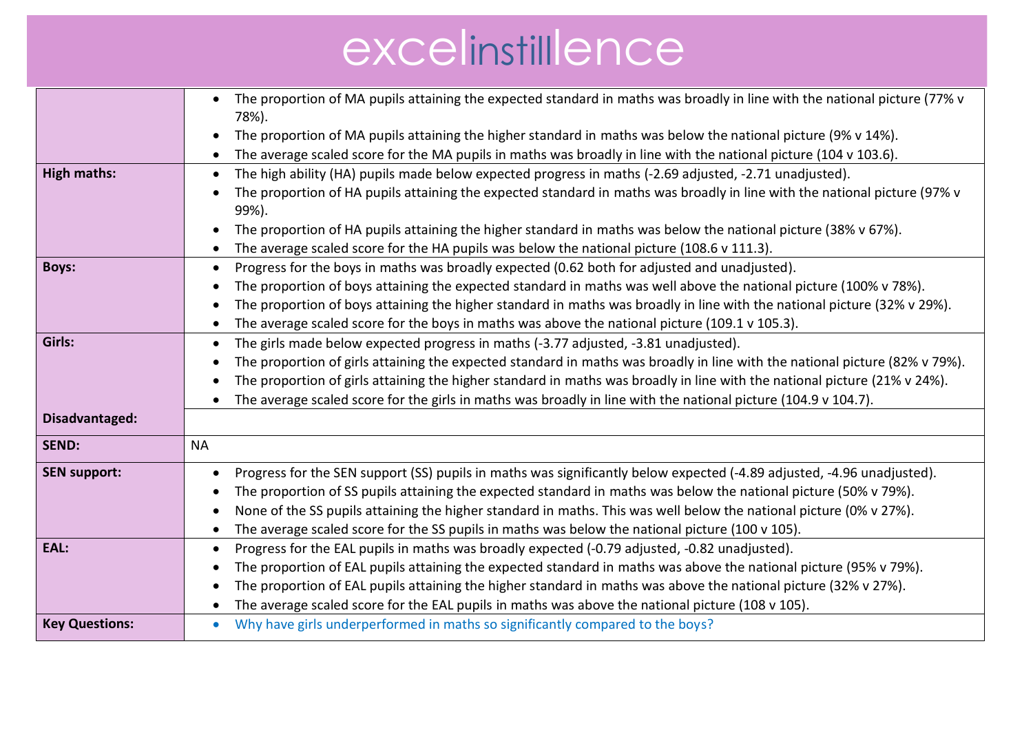| | |
|---|---|
| | • The proportion of MA pupils attaining the expected standard in maths was broadly in line with the national picture (77% v 78%).<br>• The proportion of MA pupils attaining the higher standard in maths was below the national picture (9% v 14%).<br>• The average scaled score for the MA pupils in maths was broadly in line with the national picture (104 v 103.6). |
| **High maths:** | • The high ability (HA) pupils made below expected progress in maths (-2.69 adjusted, -2.71 unadjusted).<br>• The proportion of HA pupils attaining the expected standard in maths was broadly in line with the national picture (97% v 99%).<br>• The proportion of HA pupils attaining the higher standard in maths was below the national picture (38% v 67%).<br>• The average scaled score for the HA pupils was below the national picture (108.6 v 111.3). |
| **Boys:** | • Progress for the boys in maths was broadly expected (0.62 both for adjusted and unadjusted).<br>• The proportion of boys attaining the expected standard in maths was well above the national picture (100% v 78%).<br>• The proportion of boys attaining the higher standard in maths was broadly in line with the national picture (32% v 29%).<br>• The average scaled score for the boys in maths was above the national picture (109.1 v 105.3). |
| **Girls:** | • The girls made below expected progress in maths (-3.77 adjusted, -3.81 unadjusted).<br>• The proportion of girls attaining the expected standard in maths was broadly in line with the national picture (82% v 79%).<br>• The proportion of girls attaining the higher standard in maths was broadly in line with the national picture (21% v 24%).<br>• The average scaled score for the girls in maths was broadly in line with the national picture (104.9 v 104.7). |
| **Disadvantaged:** | |
| **SEND:** | NA |
| **SEN support:** | • Progress for the SEN support (SS) pupils in maths was significantly below expected (-4.89 adjusted, -4.96 unadjusted).<br>• The proportion of SS pupils attaining the expected standard in maths was below the national picture (50% v 79%).<br>• None of the SS pupils attaining the higher standard in maths. This was well below the national picture (0% v 27%).<br>• The average scaled score for the SS pupils in maths was below the national picture (100 v 105). |
| **EAL:** | • Progress for the EAL pupils in maths was broadly expected (-0.79 adjusted, -0.82 unadjusted).<br>• The proportion of EAL pupils attaining the expected standard in maths was above the national picture (95% v 79%).<br>• The proportion of EAL pupils attaining the higher standard in maths was above the national picture (32% v 27%).<br>• The average scaled score for the EAL pupils in maths was above the national picture (108 v 105). |
| **Key Questions:** | • Why have girls underperformed in maths so significantly compared to the boys? |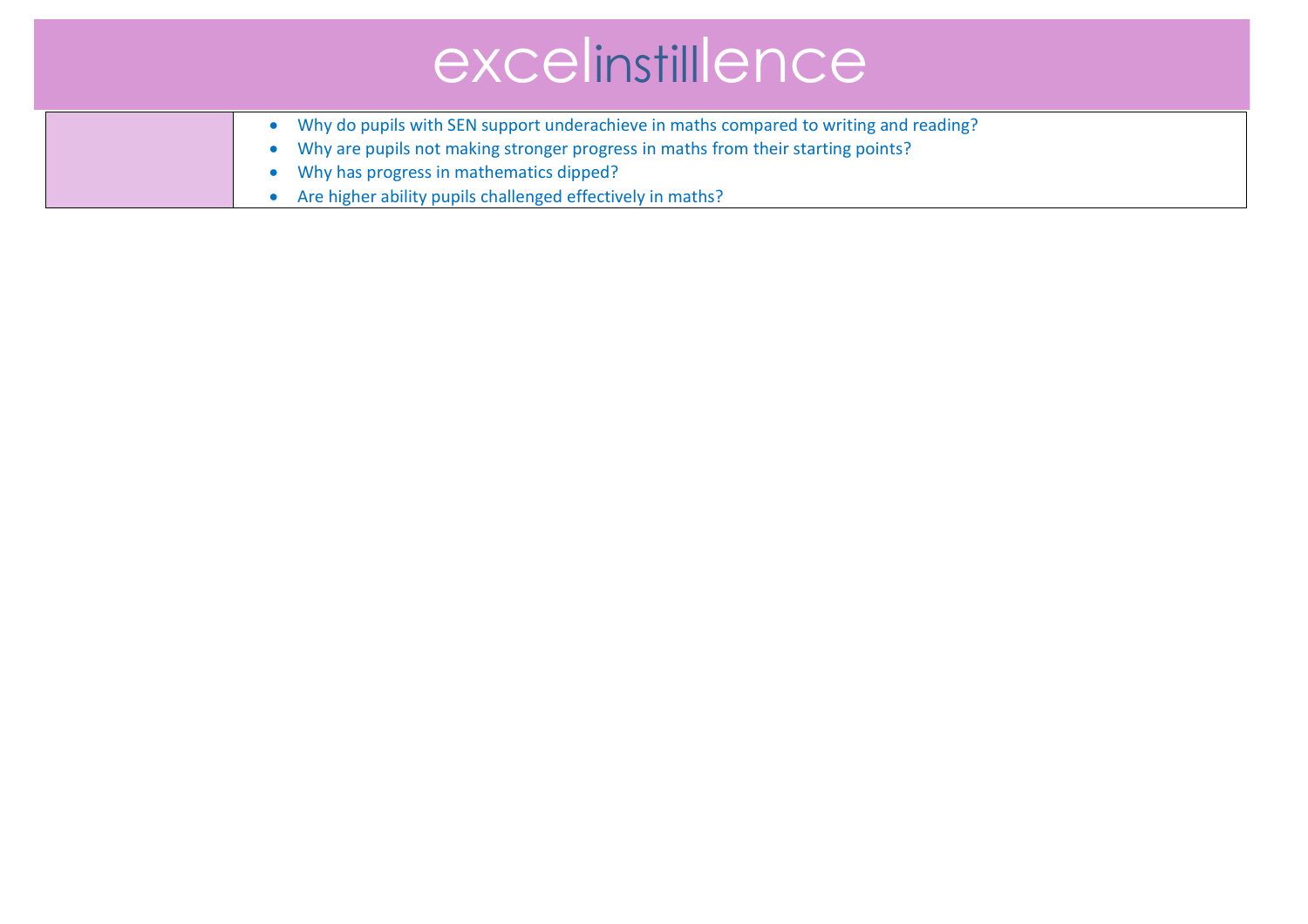# excelinstillence

| | |
|---|---|
| | • Why do pupils with SEN support underachieve in maths compared to writing and reading?<br>• Why are pupils not making stronger progress in maths from their starting points?<br>• Why has progress in mathematics dipped?<br>• Are higher ability pupils challenged effectively in maths? |